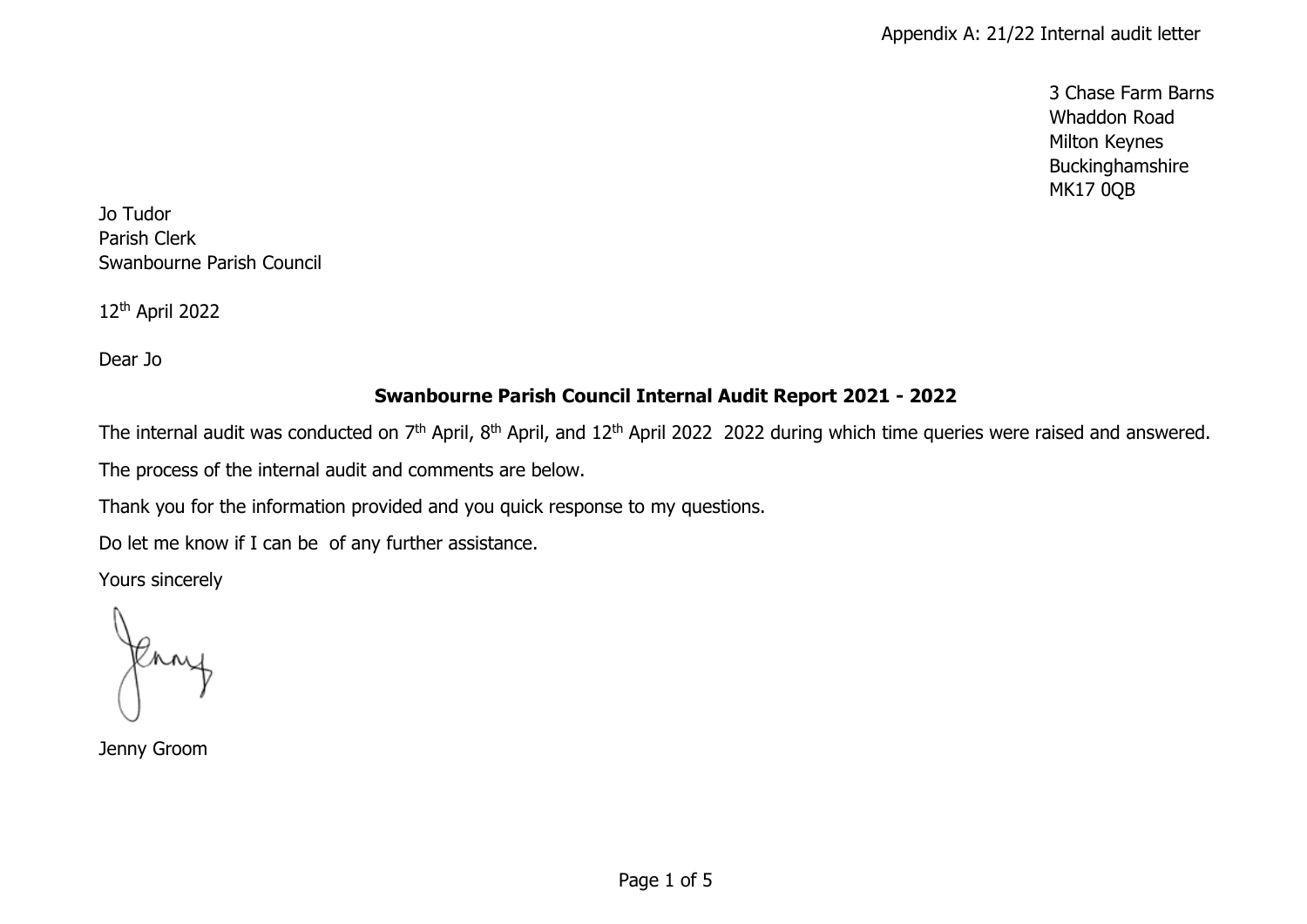Appendix A: 21/22 Internal audit letter

3 Chase Farm Barns
Whaddon Road
Milton Keynes
Buckinghamshire
MK17 0QB

Jo Tudor
Parish Clerk
Swanbourne Parish Council

12th April 2022

Dear Jo

**Swanbourne Parish Council Internal Audit Report 2021 - 2022**

The internal audit was conducted on 7th April, 8th April, and 12th April 2022 2022 during which time queries were raised and answered.

The process of the internal audit and comments are below.

Thank you for the information provided and you quick response to my questions.

Do let me know if I can be of any further assistance.

Yours sincerely

Jenny

Jenny Groom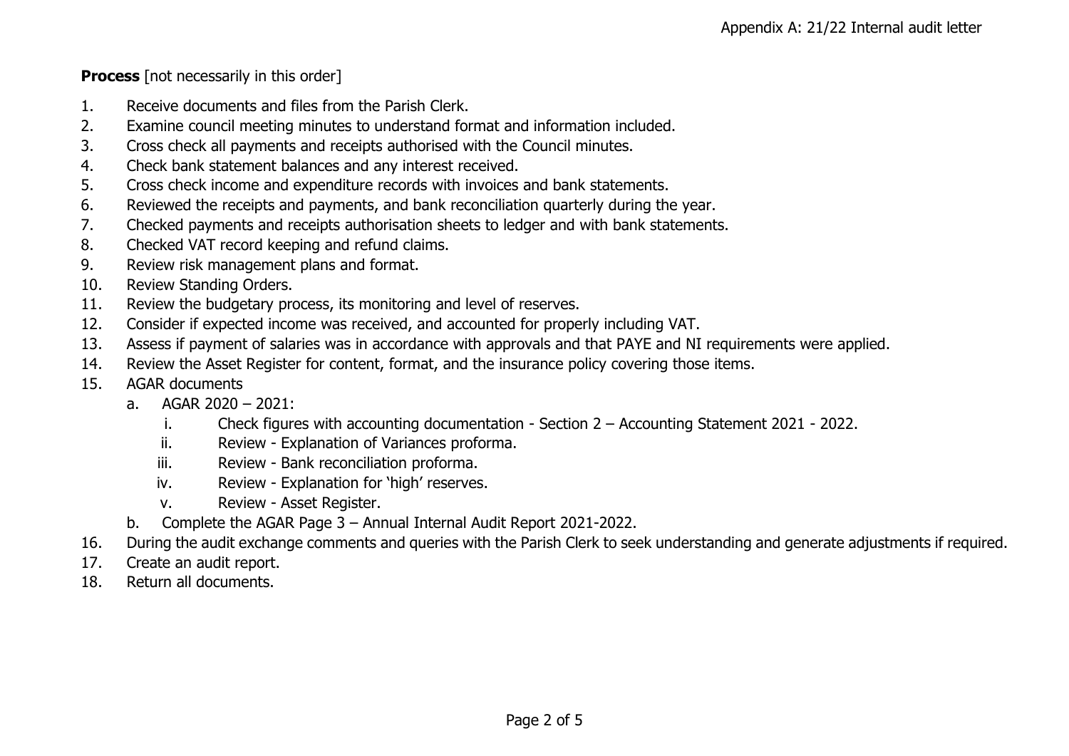**Process** [not necessarily in this order]

1. Receive documents and files from the Parish Clerk.
2. Examine council meeting minutes to understand format and information included.
3. Cross check all payments and receipts authorised with the Council minutes.
4. Check bank statement balances and any interest received.
5. Cross check income and expenditure records with invoices and bank statements.
6. Reviewed the receipts and payments, and bank reconciliation quarterly during the year.
7. Checked payments and receipts authorisation sheets to ledger and with bank statements.
8. Checked VAT record keeping and refund claims.
9. Review risk management plans and format.
10. Review Standing Orders.
11. Review the budgetary process, its monitoring and level of reserves.
12. Consider if expected income was received, and accounted for properly including VAT.
13. Assess if payment of salaries was in accordance with approvals and that PAYE and NI requirements were applied.
14. Review the Asset Register for content, format, and the insurance policy covering those items.
15. AGAR documents
    a. AGAR 2020 – 2021:
        i. Check figures with accounting documentation - Section 2 – Accounting Statement 2021 - 2022.
        ii. Review - Explanation of Variances proforma.
        iii. Review - Bank reconciliation proforma.
        iv. Review - Explanation for 'high' reserves.
        v. Review - Asset Register.
    b. Complete the AGAR Page 3 – Annual Internal Audit Report 2021-2022.
16. During the audit exchange comments and queries with the Parish Clerk to seek understanding and generate adjustments if required.
17. Create an audit report.
18. Return all documents.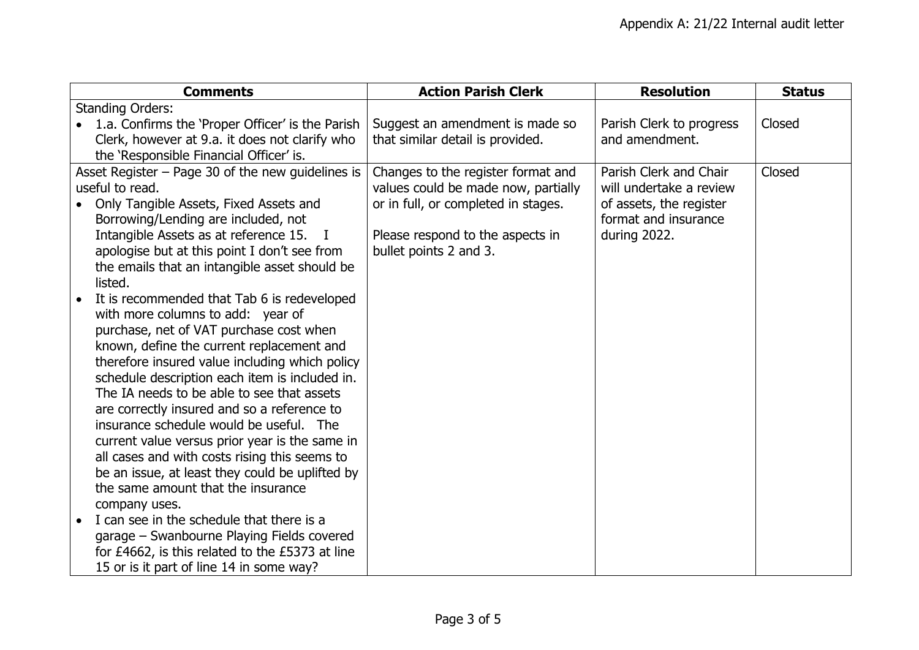| Comments | Action Parish Clerk | Resolution | Status |
|---|---|---|---|
| Standing Orders:<br>• 1.a. Confirms the 'Proper Officer' is the Parish Clerk, however at 9.a. it does not clarify who the 'Responsible Financial Officer' is. | Suggest an amendment is made so that similar detail is provided. | Parish Clerk to progress and amendment. | Closed |
| Asset Register – Page 30 of the new guidelines is useful to read.<br>• Only Tangible Assets, Fixed Assets and Borrowing/Lending are included, not Intangible Assets as at reference 15. I apologise but at this point I don't see from the emails that an intangible asset should be listed.<br>• It is recommended that Tab 6 is redeveloped with more columns to add: year of purchase, net of VAT purchase cost when known, define the current replacement and therefore insured value including which policy schedule description each item is included in. The IA needs to be able to see that assets are correctly insured and so a reference to insurance schedule would be useful. The current value versus prior year is the same in all cases and with costs rising this seems to be an issue, at least they could be uplifted by the same amount that the insurance company uses.<br>• I can see in the schedule that there is a garage – Swanbourne Playing Fields covered for £4662, is this related to the £5373 at line 15 or is it part of line 14 in some way? | Changes to the register format and values could be made now, partially or in full, or completed in stages.<br><br>Please respond to the aspects in bullet points 2 and 3. | Parish Clerk and Chair will undertake a review of assets, the register format and insurance during 2022. | Closed |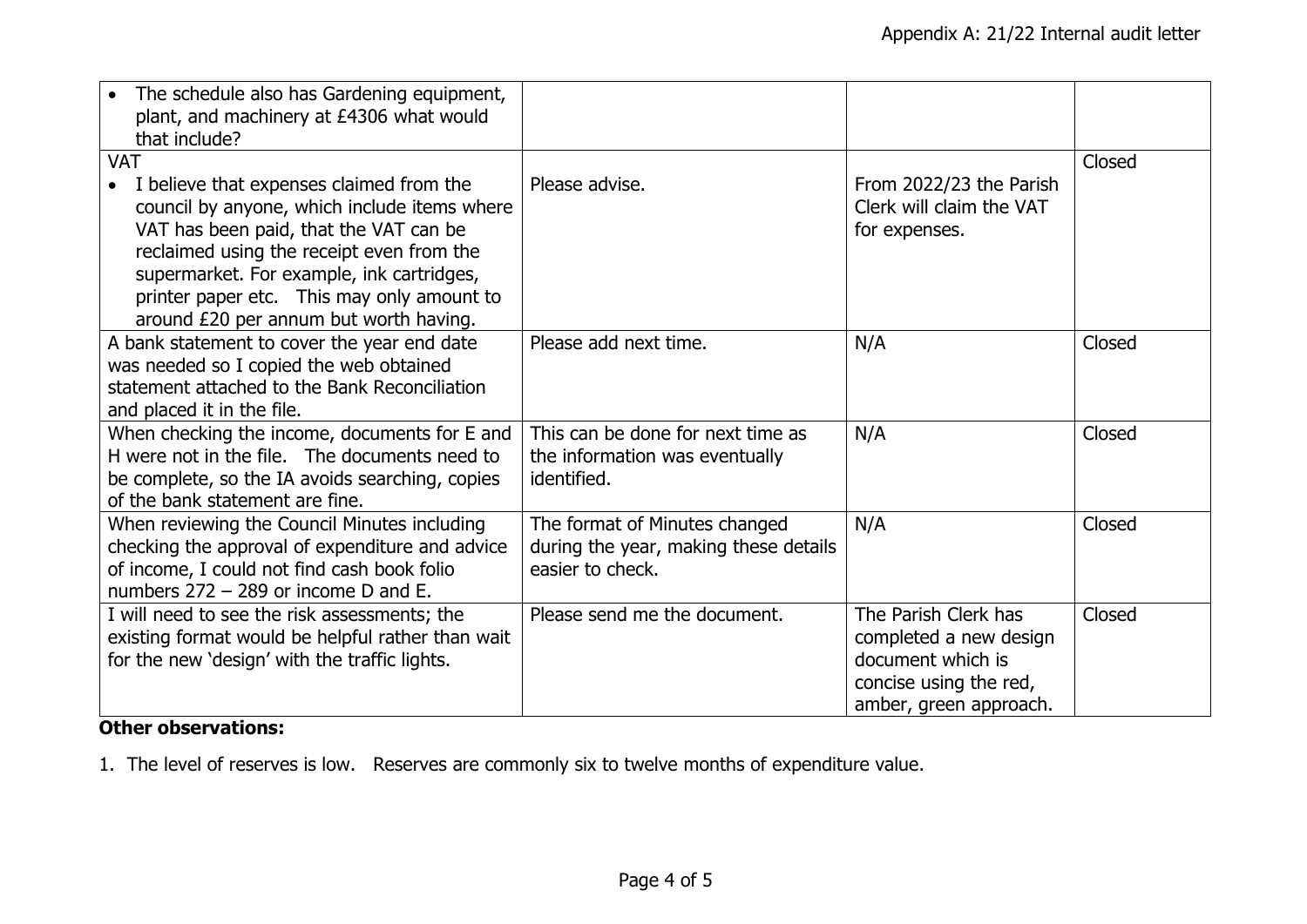| | | | |
|---|---|---|---|
| • The schedule also has Gardening equipment, plant, and machinery at £4306 what would that include? | | | |
| VAT<br>• I believe that expenses claimed from the council by anyone, which include items where VAT has been paid, that the VAT can be reclaimed using the receipt even from the supermarket. For example, ink cartridges, printer paper etc. This may only amount to around £20 per annum but worth having. | Please advise. | From 2022/23 the Parish Clerk will claim the VAT for expenses. | Closed |
| A bank statement to cover the year end date was needed so I copied the web obtained statement attached to the Bank Reconciliation and placed it in the file. | Please add next time. | N/A | Closed |
| When checking the income, documents for E and H were not in the file. The documents need to be complete, so the IA avoids searching, copies of the bank statement are fine. | This can be done for next time as the information was eventually identified. | N/A | Closed |
| When reviewing the Council Minutes including checking the approval of expenditure and advice of income, I could not find cash book folio numbers 272 – 289 or income D and E. | The format of Minutes changed during the year, making these details easier to check. | N/A | Closed |
| I will need to see the risk assessments; the existing format would be helpful rather than wait for the new 'design' with the traffic lights. | Please send me the document. | The Parish Clerk has completed a new design document which is concise using the red, amber, green approach. | Closed |

**Other observations:**

1. The level of reserves is low. Reserves are commonly six to twelve months of expenditure value.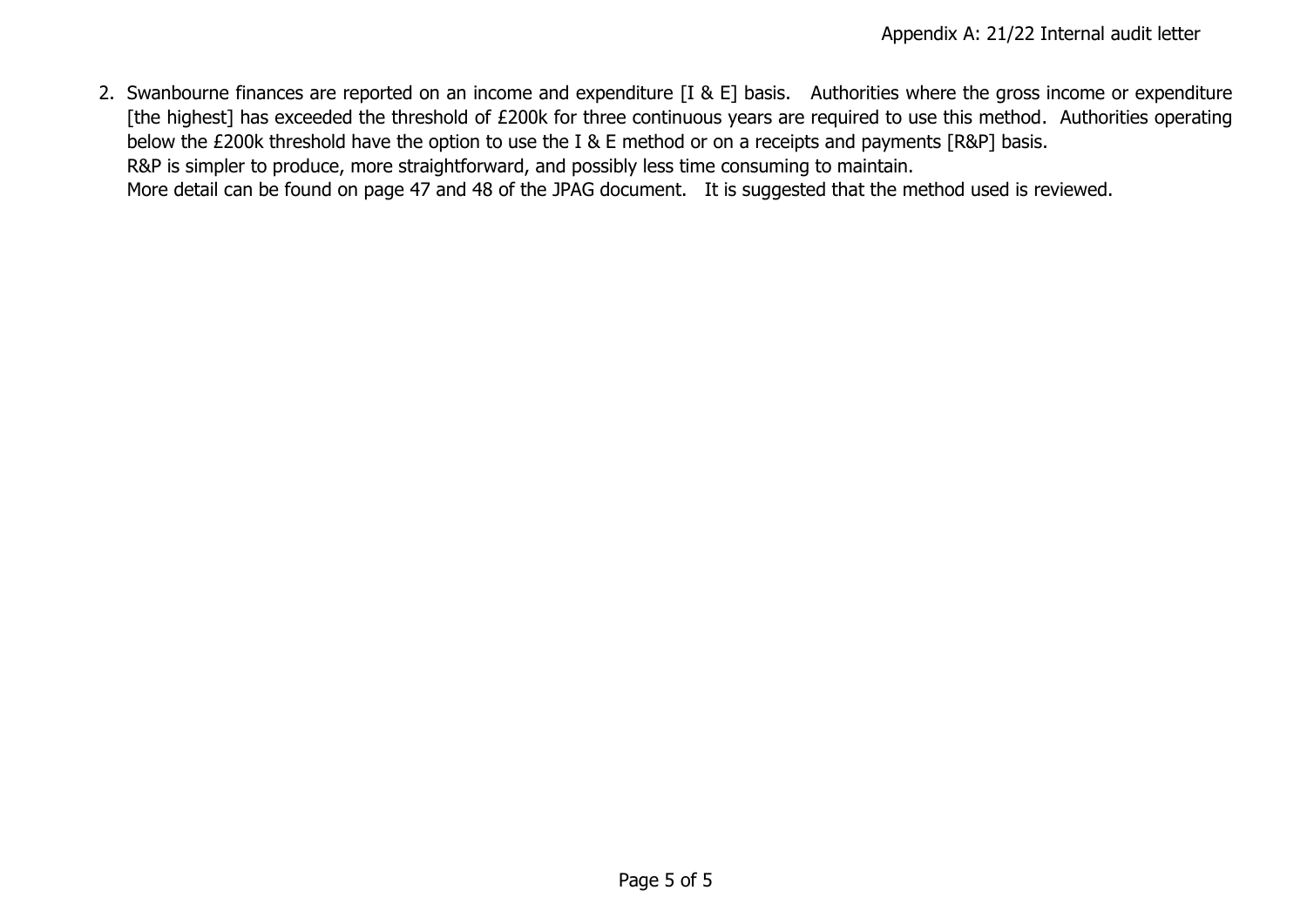2. Swanbourne finances are reported on an income and expenditure [I & E] basis. Authorities where the gross income or expenditure [the highest] has exceeded the threshold of £200k for three continuous years are required to use this method. Authorities operating below the £200k threshold have the option to use the I & E method or on a receipts and payments [R&P] basis.
   R&P is simpler to produce, more straightforward, and possibly less time consuming to maintain.
   More detail can be found on page 47 and 48 of the JPAG document. It is suggested that the method used is reviewed.